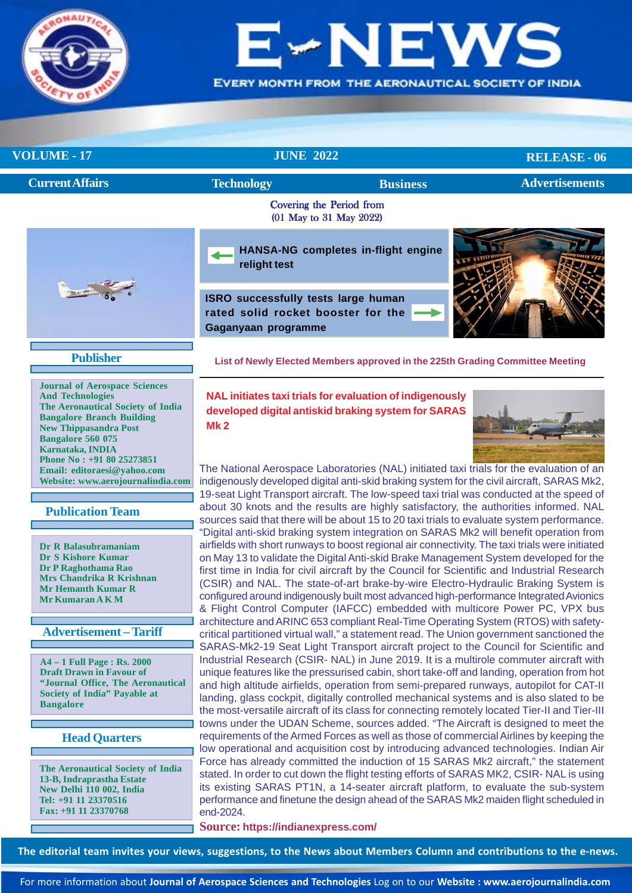# E-NEWS

EVERY MONTH FROM THE AERONAUTICAL SOCIETY OF INDIA

**VOLUME - 17** | **JUNE 2022** | **RELEASE - 06**

**Current Affairs** | **Technology** | **Business** | **Advertisements**

Covering the Period from
(01 May to 31 May 2022)

**HANSA-NG completes in-flight engine relight test**

**ISRO successfully tests large human rated solid rocket booster for the Gaganyaan programme**

**List of Newly Elected Members approved in the 225th Grading Committee Meeting**

## Publisher

**Journal of Aerospace Sciences And Technologies**
**The Aeronautical Society of India**
**Bangalore Branch Building**
**New Thippasandra Post**
**Bangalore 560 075**
**Karnataka, INDIA**
**Phone No : +91 80 25273851**
**Email: editoraesi@yahoo.com**
**Website: www.aerojournalindia.com**

## Publication Team

**Dr R Balasubramaniam**
**Dr S Kishore Kumar**
**Dr P Raghothama Rao**
**Mrs Chandrika R Krishnan**
**Mr Hemanth Kumar R**
**Mr Kumaran A K M**

## Advertisement – Tariff

**A4 – 1 Full Page : Rs. 2000**
**Draft Drawn in Favour of "Journal Office, The Aeronautical Society of India" Payable at Bangalore**

## Head Quarters

**The Aeronautical Society of India**
**13-B, Indraprastha Estate**
**New Delhi 110 002, India**
**Tel: +91 11 23370516**
**Fax: +91 11 23370768**

## NAL initiates taxi trials for evaluation of indigenously developed digital antiskid braking system for SARAS Mk 2

The National Aerospace Laboratories (NAL) initiated taxi trials for the evaluation of an indigenously developed digital anti-skid braking system for the civil aircraft, SARAS Mk2, 19-seat Light Transport aircraft. The low-speed taxi trial was conducted at the speed of about 30 knots and the results are highly satisfactory, the authorities informed. NAL sources said that there will be about 15 to 20 taxi trials to evaluate system performance. "Digital anti-skid braking system integration on SARAS Mk2 will benefit operation from airfields with short runways to boost regional air connectivity. The taxi trials were initiated on May 13 to validate the Digital Anti-skid Brake Management System developed for the first time in India for civil aircraft by the Council for Scientific and Industrial Research (CSIR) and NAL. The state-of-art brake-by-wire Electro-Hydraulic Braking System is configured around indigenously built most advanced high-performance Integrated Avionics & Flight Control Computer (IAFCC) embedded with multicore Power PC, VPX bus architecture and ARINC 653 compliant Real-Time Operating System (RTOS) with safety-critical partitioned virtual wall," a statement read. The Union government sanctioned the SARAS-Mk2-19 Seat Light Transport aircraft project to the Council for Scientific and Industrial Research (CSIR- NAL) in June 2019. It is a multirole commuter aircraft with unique features like the pressurised cabin, short take-off and landing, operation from hot and high altitude airfields, operation from semi-prepared runways, autopilot for CAT-II landing, glass cockpit, digitally controlled mechanical systems and is also slated to be the most-versatile aircraft of its class for connecting remotely located Tier-II and Tier-III towns under the UDAN Scheme, sources added. "The Aircraft is designed to meet the requirements of the Armed Forces as well as those of commercial Airlines by keeping the low operational and acquisition cost by introducing advanced technologies. Indian Air Force has already committed the induction of 15 SARAS Mk2 aircraft," the statement stated. In order to cut down the flight testing efforts of SARAS MK2, CSIR- NAL is using its existing SARAS PT1N, a 14-seater aircraft platform, to evaluate the sub-system performance and finetune the design ahead of the SARAS Mk2 maiden flight scheduled in end-2024.

**Source: https://indianexpress.com/**

**The editorial team invites your views, suggestions, to the News about Members Column and contributions to the e-news.**

For more information about **Journal of Aerospace Sciences and Technologies** Log on to our **Website : www.aerojournalindia.com**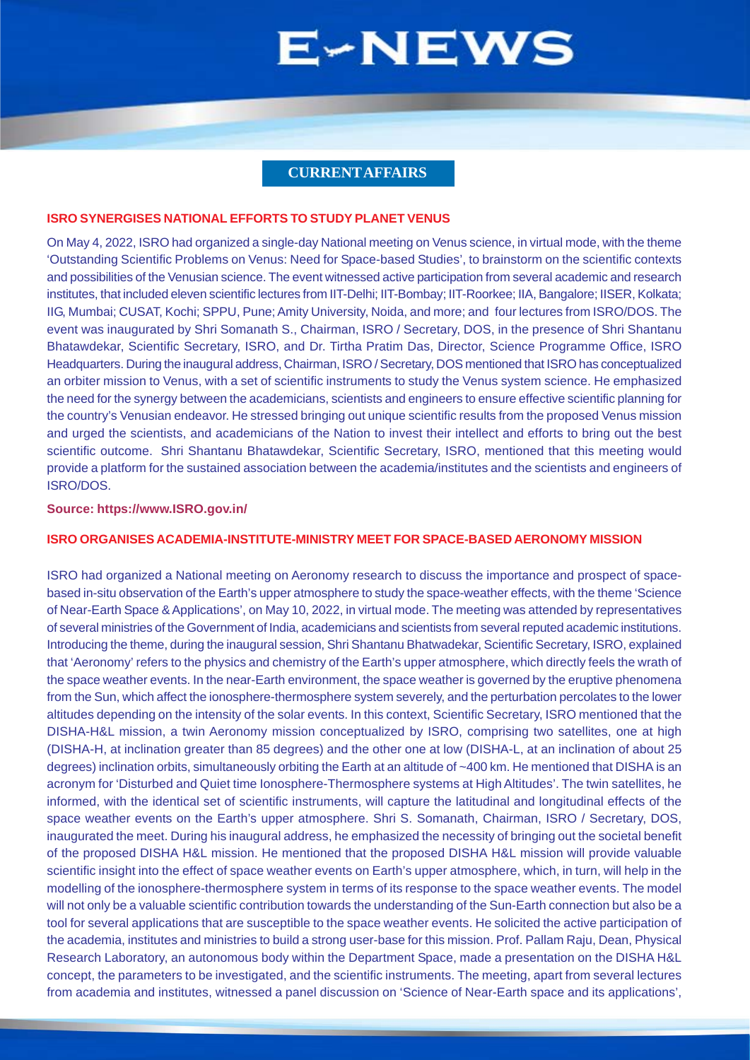# E-NEWS

## CURRENT AFFAIRS

### ISRO SYNERGISES NATIONAL EFFORTS TO STUDY PLANET VENUS

On May 4, 2022, ISRO had organized a single-day National meeting on Venus science, in virtual mode, with the theme 'Outstanding Scientific Problems on Venus: Need for Space-based Studies', to brainstorm on the scientific contexts and possibilities of the Venusian science. The event witnessed active participation from several academic and research institutes, that included eleven scientific lectures from IIT-Delhi; IIT-Bombay; IIT-Roorkee; IIA, Bangalore; IISER, Kolkata; IIG, Mumbai; CUSAT, Kochi; SPPU, Pune; Amity University, Noida, and more; and four lectures from ISRO/DOS. The event was inaugurated by Shri Somanath S., Chairman, ISRO / Secretary, DOS, in the presence of Shri Shantanu Bhatawdekar, Scientific Secretary, ISRO, and Dr. Tirtha Pratim Das, Director, Science Programme Office, ISRO Headquarters. During the inaugural address, Chairman, ISRO / Secretary, DOS mentioned that ISRO has conceptualized an orbiter mission to Venus, with a set of scientific instruments to study the Venus system science. He emphasized the need for the synergy between the academicians, scientists and engineers to ensure effective scientific planning for the country's Venusian endeavor. He stressed bringing out unique scientific results from the proposed Venus mission and urged the scientists, and academicians of the Nation to invest their intellect and efforts to bring out the best scientific outcome. Shri Shantanu Bhatawdekar, Scientific Secretary, ISRO, mentioned that this meeting would provide a platform for the sustained association between the academia/institutes and the scientists and engineers of ISRO/DOS.

**Source: https://www.ISRO.gov.in/**

### ISRO ORGANISES ACADEMIA-INSTITUTE-MINISTRY MEET FOR SPACE-BASED AERONOMY MISSION

ISRO had organized a National meeting on Aeronomy research to discuss the importance and prospect of space-based in-situ observation of the Earth's upper atmosphere to study the space-weather effects, with the theme 'Science of Near-Earth Space & Applications', on May 10, 2022, in virtual mode. The meeting was attended by representatives of several ministries of the Government of India, academicians and scientists from several reputed academic institutions. Introducing the theme, during the inaugural session, Shri Shantanu Bhatwadekar, Scientific Secretary, ISRO, explained that 'Aeronomy' refers to the physics and chemistry of the Earth's upper atmosphere, which directly feels the wrath of the space weather events. In the near-Earth environment, the space weather is governed by the eruptive phenomena from the Sun, which affect the ionosphere-thermosphere system severely, and the perturbation percolates to the lower altitudes depending on the intensity of the solar events. In this context, Scientific Secretary, ISRO mentioned that the DISHA-H&L mission, a twin Aeronomy mission conceptualized by ISRO, comprising two satellites, one at high (DISHA-H, at inclination greater than 85 degrees) and the other one at low (DISHA-L, at an inclination of about 25 degrees) inclination orbits, simultaneously orbiting the Earth at an altitude of ~400 km. He mentioned that DISHA is an acronym for 'Disturbed and Quiet time Ionosphere-Thermosphere systems at High Altitudes'. The twin satellites, he informed, with the identical set of scientific instruments, will capture the latitudinal and longitudinal effects of the space weather events on the Earth's upper atmosphere. Shri S. Somanath, Chairman, ISRO / Secretary, DOS, inaugurated the meet. During his inaugural address, he emphasized the necessity of bringing out the societal benefit of the proposed DISHA H&L mission. He mentioned that the proposed DISHA H&L mission will provide valuable scientific insight into the effect of space weather events on Earth's upper atmosphere, which, in turn, will help in the modelling of the ionosphere-thermosphere system in terms of its response to the space weather events. The model will not only be a valuable scientific contribution towards the understanding of the Sun-Earth connection but also be a tool for several applications that are susceptible to the space weather events. He solicited the active participation of the academia, institutes and ministries to build a strong user-base for this mission. Prof. Pallam Raju, Dean, Physical Research Laboratory, an autonomous body within the Department Space, made a presentation on the DISHA H&L concept, the parameters to be investigated, and the scientific instruments. The meeting, apart from several lectures from academia and institutes, witnessed a panel discussion on 'Science of Near-Earth space and its applications',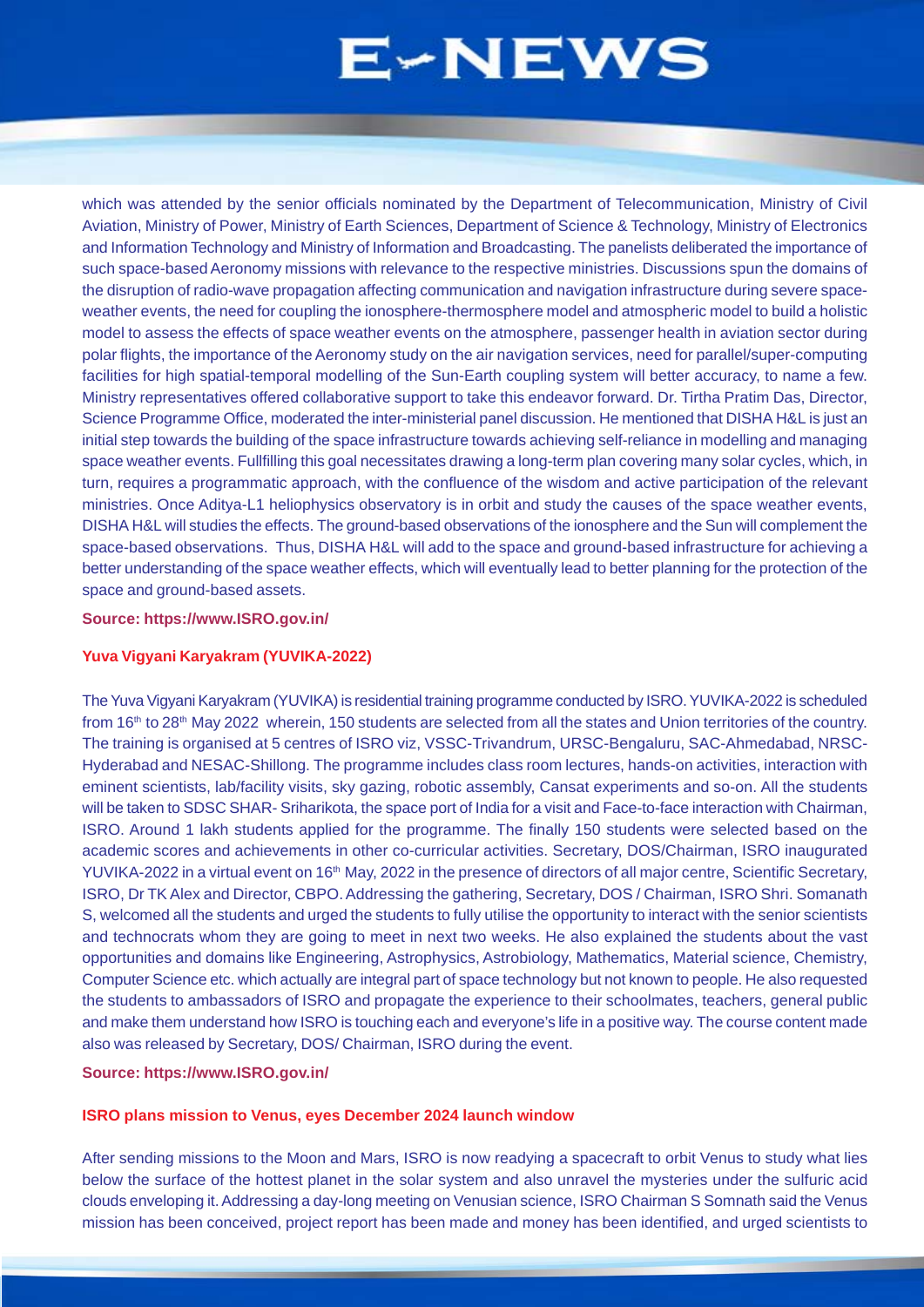which was attended by the senior officials nominated by the Department of Telecommunication, Ministry of Civil Aviation, Ministry of Power, Ministry of Earth Sciences, Department of Science & Technology, Ministry of Electronics and Information Technology and Ministry of Information and Broadcasting. The panelists deliberated the importance of such space-based Aeronomy missions with relevance to the respective ministries. Discussions spun the domains of the disruption of radio-wave propagation affecting communication and navigation infrastructure during severe space-weather events, the need for coupling the ionosphere-thermosphere model and atmospheric model to build a holistic model to assess the effects of space weather events on the atmosphere, passenger health in aviation sector during polar flights, the importance of the Aeronomy study on the air navigation services, need for parallel/super-computing facilities for high spatial-temporal modelling of the Sun-Earth coupling system will better accuracy, to name a few. Ministry representatives offered collaborative support to take this endeavor forward. Dr. Tirtha Pratim Das, Director, Science Programme Office, moderated the inter-ministerial panel discussion. He mentioned that DISHA H&L is just an initial step towards the building of the space infrastructure towards achieving self-reliance in modelling and managing space weather events. Fullfilling this goal necessitates drawing a long-term plan covering many solar cycles, which, in turn, requires a programmatic approach, with the confluence of the wisdom and active participation of the relevant ministries. Once Aditya-L1 heliophysics observatory is in orbit and study the causes of the space weather events, DISHA H&L will studies the effects. The ground-based observations of the ionosphere and the Sun will complement the space-based observations. Thus, DISHA H&L will add to the space and ground-based infrastructure for achieving a better understanding of the space weather effects, which will eventually lead to better planning for the protection of the space and ground-based assets.

**Source: https://www.ISRO.gov.in/**

## Yuva Vigyani Karyakram (YUVIKA-2022)

The Yuva Vigyani Karyakram (YUVIKA) is residential training programme conducted by ISRO. YUVIKA-2022 is scheduled from 16th to 28th May 2022 wherein, 150 students are selected from all the states and Union territories of the country. The training is organised at 5 centres of ISRO viz, VSSC-Trivandrum, URSC-Bengaluru, SAC-Ahmedabad, NRSC-Hyderabad and NESAC-Shillong. The programme includes class room lectures, hands-on activities, interaction with eminent scientists, lab/facility visits, sky gazing, robotic assembly, Cansat experiments and so-on. All the students will be taken to SDSC SHAR- Sriharikota, the space port of India for a visit and Face-to-face interaction with Chairman, ISRO. Around 1 lakh students applied for the programme. The finally 150 students were selected based on the academic scores and achievements in other co-curricular activities. Secretary, DOS/Chairman, ISRO inaugurated YUVIKA-2022 in a virtual event on 16th May, 2022 in the presence of directors of all major centre, Scientific Secretary, ISRO, Dr TK Alex and Director, CBPO. Addressing the gathering, Secretary, DOS / Chairman, ISRO Shri. Somanath S, welcomed all the students and urged the students to fully utilise the opportunity to interact with the senior scientists and technocrats whom they are going to meet in next two weeks. He also explained the students about the vast opportunities and domains like Engineering, Astrophysics, Astrobiology, Mathematics, Material science, Chemistry, Computer Science etc. which actually are integral part of space technology but not known to people. He also requested the students to ambassadors of ISRO and propagate the experience to their schoolmates, teachers, general public and make them understand how ISRO is touching each and everyone's life in a positive way. The course content made also was released by Secretary, DOS/ Chairman, ISRO during the event.

**Source: https://www.ISRO.gov.in/**

## ISRO plans mission to Venus, eyes December 2024 launch window

After sending missions to the Moon and Mars, ISRO is now readying a spacecraft to orbit Venus to study what lies below the surface of the hottest planet in the solar system and also unravel the mysteries under the sulfuric acid clouds enveloping it. Addressing a day-long meeting on Venusian science, ISRO Chairman S Somnath said the Venus mission has been conceived, project report has been made and money has been identified, and urged scientists to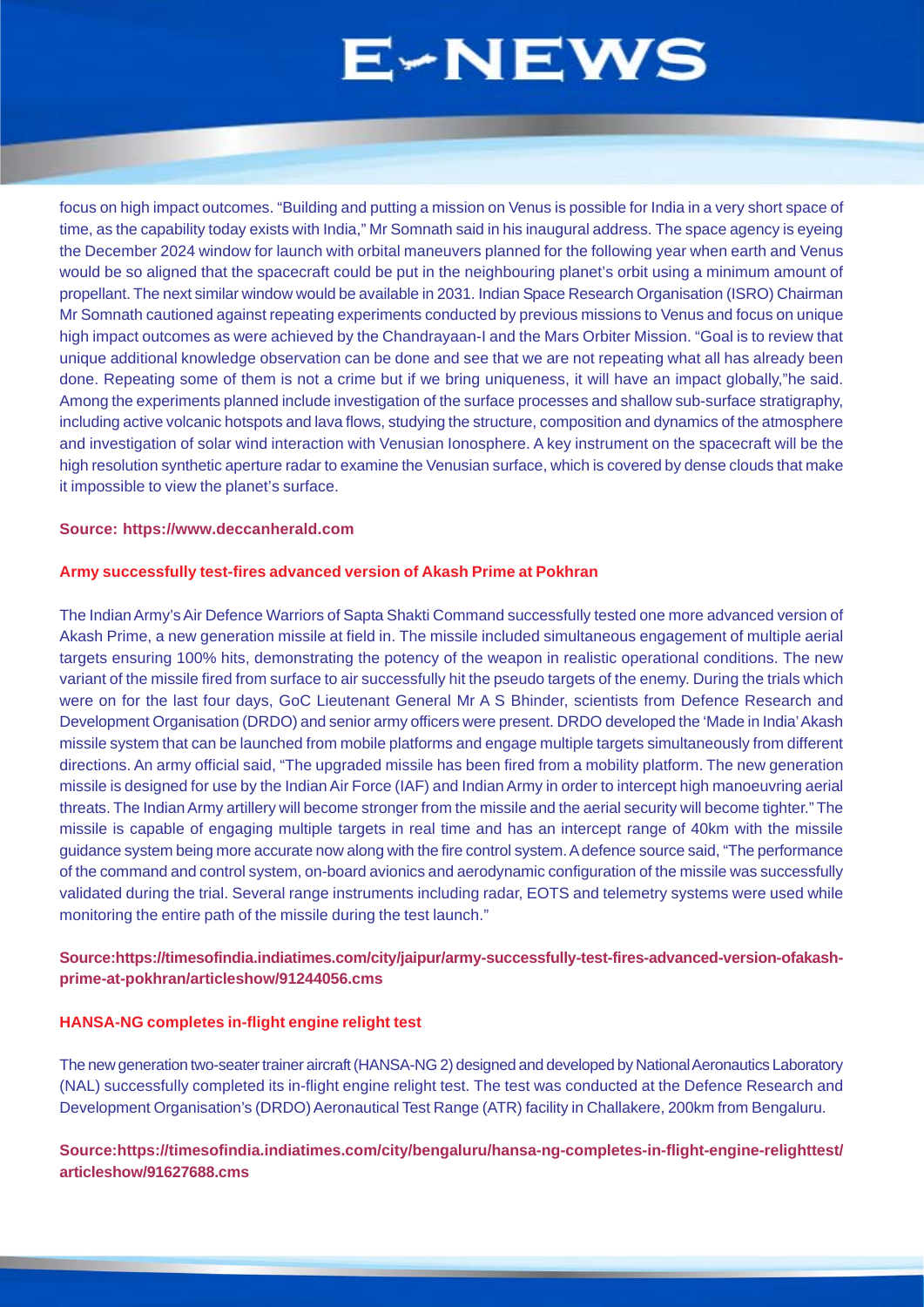focus on high impact outcomes. “Building and putting a mission on Venus is possible for India in a very short space of time, as the capability today exists with India,” Mr Somnath said in his inaugural address. The space agency is eyeing the December 2024 window for launch with orbital maneuvers planned for the following year when earth and Venus would be so aligned that the spacecraft could be put in the neighbouring planet’s orbit using a minimum amount of propellant. The next similar window would be available in 2031. Indian Space Research Organisation (ISRO) Chairman Mr Somnath cautioned against repeating experiments conducted by previous missions to Venus and focus on unique high impact outcomes as were achieved by the Chandrayaan-I and the Mars Orbiter Mission. “Goal is to review that unique additional knowledge observation can be done and see that we are not repeating what all has already been done. Repeating some of them is not a crime but if we bring uniqueness, it will have an impact globally,”he said. Among the experiments planned include investigation of the surface processes and shallow sub-surface stratigraphy, including active volcanic hotspots and lava flows, studying the structure, composition and dynamics of the atmosphere and investigation of solar wind interaction with Venusian Ionosphere. A key instrument on the spacecraft will be the high resolution synthetic aperture radar to examine the Venusian surface, which is covered by dense clouds that make it impossible to view the planet’s surface.

**Source: https://www.deccanherald.com**

**Army successfully test-fires advanced version of Akash Prime at Pokhran**

The Indian Army’s Air Defence Warriors of Sapta Shakti Command successfully tested one more advanced version of Akash Prime, a new generation missile at field in. The missile included simultaneous engagement of multiple aerial targets ensuring 100% hits, demonstrating the potency of the weapon in realistic operational conditions. The new variant of the missile fired from surface to air successfully hit the pseudo targets of the enemy. During the trials which were on for the last four days, GoC Lieutenant General Mr A S Bhinder, scientists from Defence Research and Development Organisation (DRDO) and senior army officers were present. DRDO developed the ‘Made in India’ Akash missile system that can be launched from mobile platforms and engage multiple targets simultaneously from different directions. An army official said, “The upgraded missile has been fired from a mobility platform. The new generation missile is designed for use by the Indian Air Force (IAF) and Indian Army in order to intercept high manoeuvring aerial threats. The Indian Army artillery will become stronger from the missile and the aerial security will become tighter.” The missile is capable of engaging multiple targets in real time and has an intercept range of 40km with the missile guidance system being more accurate now along with the fire control system. A defence source said, “The performance of the command and control system, on-board avionics and aerodynamic configuration of the missile was successfully validated during the trial. Several range instruments including radar, EOTS and telemetry systems were used while monitoring the entire path of the missile during the test launch.”

**Source:https://timesofindia.indiatimes.com/city/jaipur/army-successfully-test-fires-advanced-version-ofakash-prime-at-pokhran/articleshow/91244056.cms**

**HANSA-NG completes in-flight engine relight test**

The new generation two-seater trainer aircraft (HANSA-NG 2) designed and developed by National Aeronautics Laboratory (NAL) successfully completed its in-flight engine relight test. The test was conducted at the Defence Research and Development Organisation’s (DRDO) Aeronautical Test Range (ATR) facility in Challakere, 200km from Bengaluru.

**Source:https://timesofindia.indiatimes.com/city/bengaluru/hansa-ng-completes-in-flight-engine-relighttest/articleshow/91627688.cms**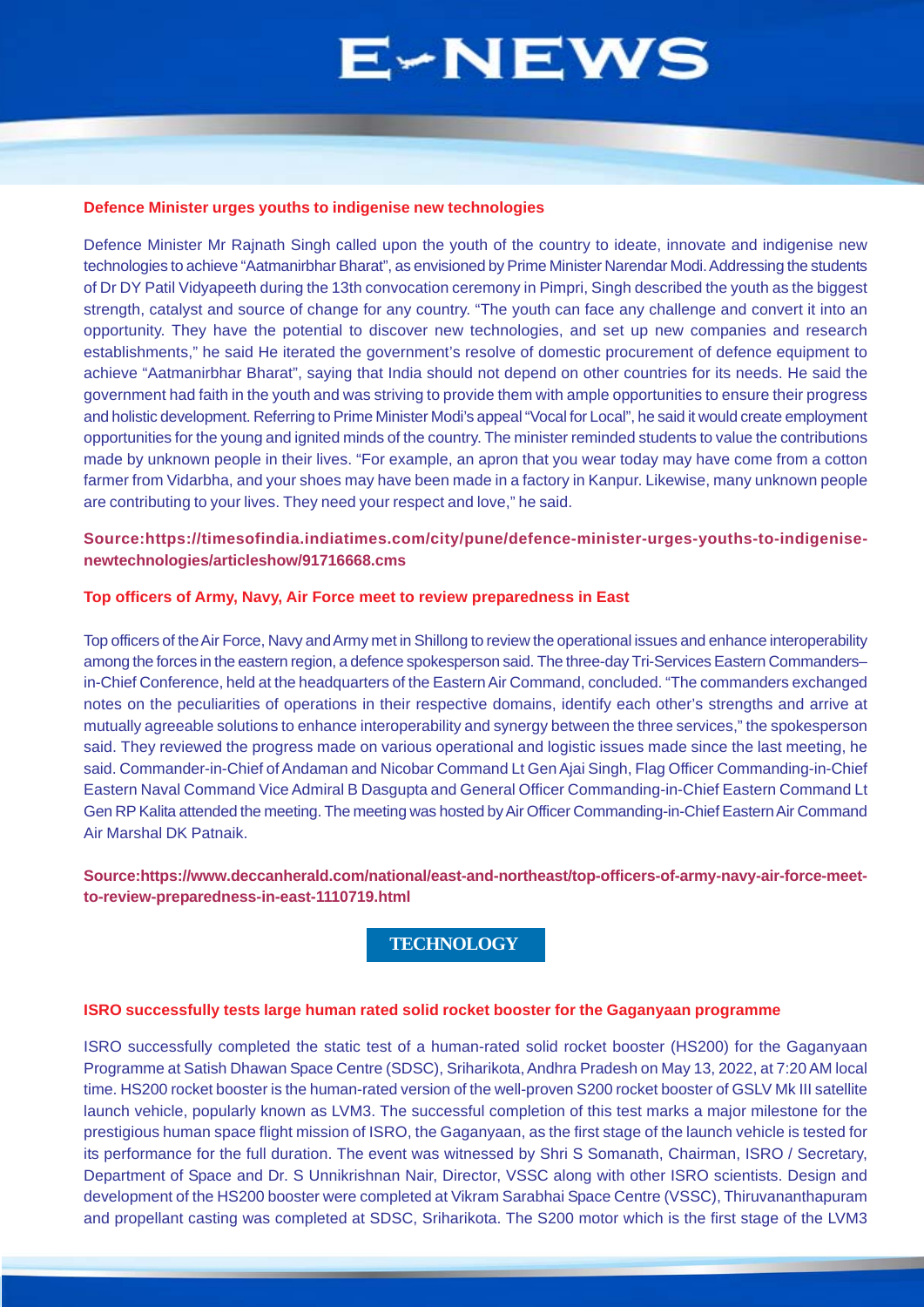### Defence Minister urges youths to indigenise new technologies

Defence Minister Mr Rajnath Singh called upon the youth of the country to ideate, innovate and indigenise new technologies to achieve "Aatmanirbhar Bharat", as envisioned by Prime Minister Narendar Modi. Addressing the students of Dr DY Patil Vidyapeeth during the 13th convocation ceremony in Pimpri, Singh described the youth as the biggest strength, catalyst and source of change for any country. "The youth can face any challenge and convert it into an opportunity. They have the potential to discover new technologies, and set up new companies and research establishments," he said He iterated the government's resolve of domestic procurement of defence equipment to achieve "Aatmanirbhar Bharat", saying that India should not depend on other countries for its needs. He said the government had faith in the youth and was striving to provide them with ample opportunities to ensure their progress and holistic development. Referring to Prime Minister Modi's appeal "Vocal for Local", he said it would create employment opportunities for the young and ignited minds of the country. The minister reminded students to value the contributions made by unknown people in their lives. "For example, an apron that you wear today may have come from a cotton farmer from Vidarbha, and your shoes may have been made in a factory in Kanpur. Likewise, many unknown people are contributing to your lives. They need your respect and love," he said.

**Source:https://timesofindia.indiatimes.com/city/pune/defence-minister-urges-youths-to-indigenise-newtechnologies/articleshow/91716668.cms**

### Top officers of Army, Navy, Air Force meet to review preparedness in East

Top officers of the Air Force, Navy and Army met in Shillong to review the operational issues and enhance interoperability among the forces in the eastern region, a defence spokesperson said. The three-day Tri-Services Eastern Commanders–in-Chief Conference, held at the headquarters of the Eastern Air Command, concluded. "The commanders exchanged notes on the peculiarities of operations in their respective domains, identify each other's strengths and arrive at mutually agreeable solutions to enhance interoperability and synergy between the three services," the spokesperson said. They reviewed the progress made on various operational and logistic issues made since the last meeting, he said. Commander-in-Chief of Andaman and Nicobar Command Lt Gen Ajai Singh, Flag Officer Commanding-in-Chief Eastern Naval Command Vice Admiral B Dasgupta and General Officer Commanding-in-Chief Eastern Command Lt Gen RP Kalita attended the meeting. The meeting was hosted by Air Officer Commanding-in-Chief Eastern Air Command Air Marshal DK Patnaik.

**Source:https://www.deccanherald.com/national/east-and-northeast/top-officers-of-army-navy-air-force-meet-to-review-preparedness-in-east-1110719.html**

## TECHNOLOGY

### ISRO successfully tests large human rated solid rocket booster for the Gaganyaan programme

ISRO successfully completed the static test of a human-rated solid rocket booster (HS200) for the Gaganyaan Programme at Satish Dhawan Space Centre (SDSC), Sriharikota, Andhra Pradesh on May 13, 2022, at 7:20 AM local time. HS200 rocket booster is the human-rated version of the well-proven S200 rocket booster of GSLV Mk III satellite launch vehicle, popularly known as LVM3. The successful completion of this test marks a major milestone for the prestigious human space flight mission of ISRO, the Gaganyaan, as the first stage of the launch vehicle is tested for its performance for the full duration. The event was witnessed by Shri S Somanath, Chairman, ISRO / Secretary, Department of Space and Dr. S Unnikrishnan Nair, Director, VSSC along with other ISRO scientists. Design and development of the HS200 booster were completed at Vikram Sarabhai Space Centre (VSSC), Thiruvananthapuram and propellant casting was completed at SDSC, Sriharikota. The S200 motor which is the first stage of the LVM3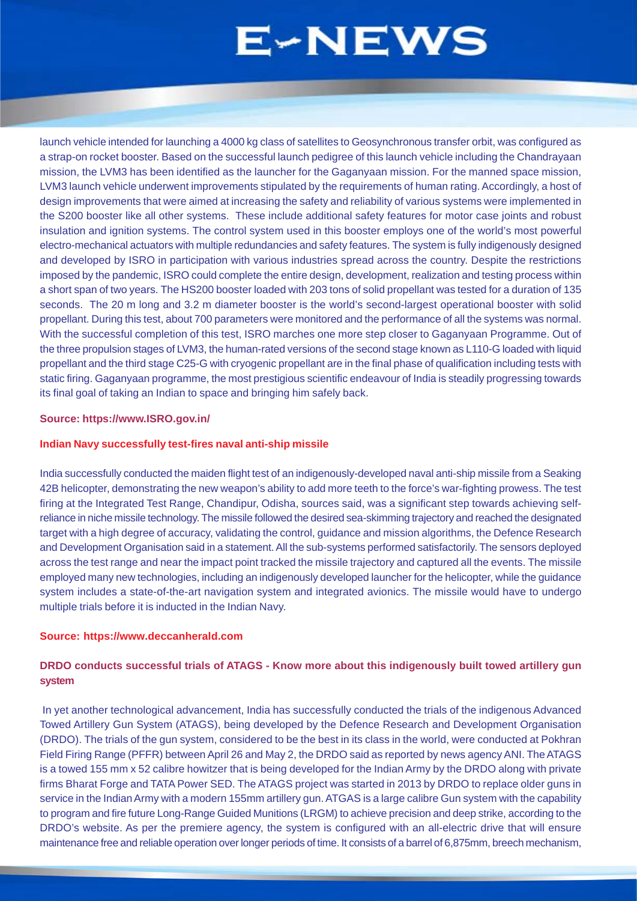launch vehicle intended for launching a 4000 kg class of satellites to Geosynchronous transfer orbit, was configured as a strap-on rocket booster. Based on the successful launch pedigree of this launch vehicle including the Chandrayaan mission, the LVM3 has been identified as the launcher for the Gaganyaan mission. For the manned space mission, LVM3 launch vehicle underwent improvements stipulated by the requirements of human rating. Accordingly, a host of design improvements that were aimed at increasing the safety and reliability of various systems were implemented in the S200 booster like all other systems. These include additional safety features for motor case joints and robust insulation and ignition systems. The control system used in this booster employs one of the world's most powerful electro-mechanical actuators with multiple redundancies and safety features. The system is fully indigenously designed and developed by ISRO in participation with various industries spread across the country. Despite the restrictions imposed by the pandemic, ISRO could complete the entire design, development, realization and testing process within a short span of two years. The HS200 booster loaded with 203 tons of solid propellant was tested for a duration of 135 seconds. The 20 m long and 3.2 m diameter booster is the world's second-largest operational booster with solid propellant. During this test, about 700 parameters were monitored and the performance of all the systems was normal. With the successful completion of this test, ISRO marches one more step closer to Gaganyaan Programme. Out of the three propulsion stages of LVM3, the human-rated versions of the second stage known as L110-G loaded with liquid propellant and the third stage C25-G with cryogenic propellant are in the final phase of qualification including tests with static firing. Gaganyaan programme, the most prestigious scientific endeavour of India is steadily progressing towards its final goal of taking an Indian to space and bringing him safely back.

**Source: https://www.ISRO.gov.in/**

**Indian Navy successfully test-fires naval anti-ship missile**

India successfully conducted the maiden flight test of an indigenously-developed naval anti-ship missile from a Seaking 42B helicopter, demonstrating the new weapon's ability to add more teeth to the force's war-fighting prowess. The test firing at the Integrated Test Range, Chandipur, Odisha, sources said, was a significant step towards achieving self-reliance in niche missile technology. The missile followed the desired sea-skimming trajectory and reached the designated target with a high degree of accuracy, validating the control, guidance and mission algorithms, the Defence Research and Development Organisation said in a statement. All the sub-systems performed satisfactorily. The sensors deployed across the test range and near the impact point tracked the missile trajectory and captured all the events. The missile employed many new technologies, including an indigenously developed launcher for the helicopter, while the guidance system includes a state-of-the-art navigation system and integrated avionics. The missile would have to undergo multiple trials before it is inducted in the Indian Navy.

**Source: https://www.deccanherald.com**

**DRDO conducts successful trials of ATAGS - Know more about this indigenously built towed artillery gun system**

In yet another technological advancement, India has successfully conducted the trials of the indigenous Advanced Towed Artillery Gun System (ATAGS), being developed by the Defence Research and Development Organisation (DRDO). The trials of the gun system, considered to be the best in its class in the world, were conducted at Pokhran Field Firing Range (PFFR) between April 26 and May 2, the DRDO said as reported by news agency ANI. The ATAGS is a towed 155 mm x 52 calibre howitzer that is being developed for the Indian Army by the DRDO along with private firms Bharat Forge and TATA Power SED. The ATAGS project was started in 2013 by DRDO to replace older guns in service in the Indian Army with a modern 155mm artillery gun. ATGAS is a large calibre Gun system with the capability to program and fire future Long-Range Guided Munitions (LRGM) to achieve precision and deep strike, according to the DRDO's website. As per the premiere agency, the system is configured with an all-electric drive that will ensure maintenance free and reliable operation over longer periods of time. It consists of a barrel of 6,875mm, breech mechanism,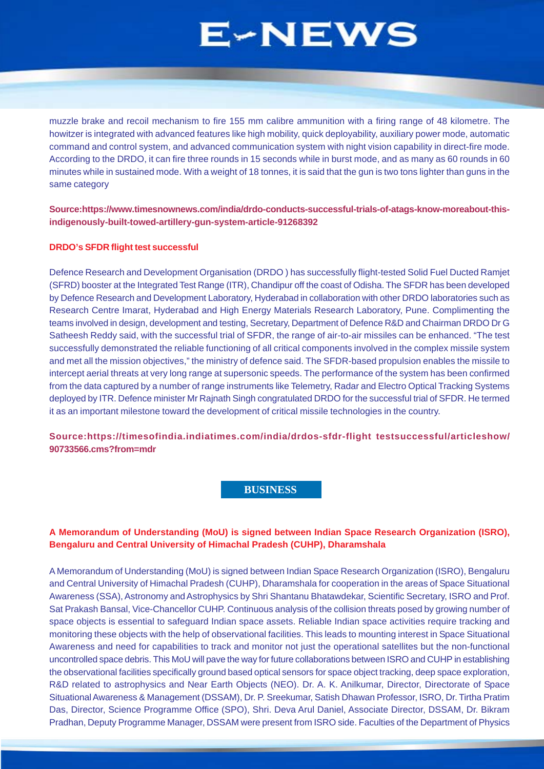muzzle brake and recoil mechanism to fire 155 mm calibre ammunition with a firing range of 48 kilometre. The howitzer is integrated with advanced features like high mobility, quick deployability, auxiliary power mode, automatic command and control system, and advanced communication system with night vision capability in direct-fire mode. According to the DRDO, it can fire three rounds in 15 seconds while in burst mode, and as many as 60 rounds in 60 minutes while in sustained mode. With a weight of 18 tonnes, it is said that the gun is two tons lighter than guns in the same category

**Source:https://www.timesnownews.com/india/drdo-conducts-successful-trials-of-atags-know-moreabout-this-indigenously-built-towed-artillery-gun-system-article-91268392**

**DRDO's SFDR flight test successful**

Defence Research and Development Organisation (DRDO ) has successfully flight-tested Solid Fuel Ducted Ramjet (SFRD) booster at the Integrated Test Range (ITR), Chandipur off the coast of Odisha. The SFDR has been developed by Defence Research and Development Laboratory, Hyderabad in collaboration with other DRDO laboratories such as Research Centre Imarat, Hyderabad and High Energy Materials Research Laboratory, Pune. Complimenting the teams involved in design, development and testing, Secretary, Department of Defence R&D and Chairman DRDO Dr G Satheesh Reddy said, with the successful trial of SFDR, the range of air-to-air missiles can be enhanced. "The test successfully demonstrated the reliable functioning of all critical components involved in the complex missile system and met all the mission objectives," the ministry of defence said. The SFDR-based propulsion enables the missile to intercept aerial threats at very long range at supersonic speeds. The performance of the system has been confirmed from the data captured by a number of range instruments like Telemetry, Radar and Electro Optical Tracking Systems deployed by ITR. Defence minister Mr Rajnath Singh congratulated DRDO for the successful trial of SFDR. He termed it as an important milestone toward the development of critical missile technologies in the country.

**Source:https://timesofindia.indiatimes.com/india/drdos-sfdr-flight testsuccessful/articleshow/90733566.cms?from=mdr**

## BUSINESS

**A Memorandum of Understanding (MoU) is signed between Indian Space Research Organization (ISRO), Bengaluru and Central University of Himachal Pradesh (CUHP), Dharamshala**

A Memorandum of Understanding (MoU) is signed between Indian Space Research Organization (ISRO), Bengaluru and Central University of Himachal Pradesh (CUHP), Dharamshala for cooperation in the areas of Space Situational Awareness (SSA), Astronomy and Astrophysics by Shri Shantanu Bhatawdekar, Scientific Secretary, ISRO and Prof. Sat Prakash Bansal, Vice-Chancellor CUHP. Continuous analysis of the collision threats posed by growing number of space objects is essential to safeguard Indian space assets. Reliable Indian space activities require tracking and monitoring these objects with the help of observational facilities. This leads to mounting interest in Space Situational Awareness and need for capabilities to track and monitor not just the operational satellites but the non-functional uncontrolled space debris. This MoU will pave the way for future collaborations between ISRO and CUHP in establishing the observational facilities specifically ground based optical sensors for space object tracking, deep space exploration, R&D related to astrophysics and Near Earth Objects (NEO). Dr. A. K. Anilkumar, Director, Directorate of Space Situational Awareness & Management (DSSAM), Dr. P. Sreekumar, Satish Dhawan Professor, ISRO, Dr. Tirtha Pratim Das, Director, Science Programme Office (SPO), Shri. Deva Arul Daniel, Associate Director, DSSAM, Dr. Bikram Pradhan, Deputy Programme Manager, DSSAM were present from ISRO side. Faculties of the Department of Physics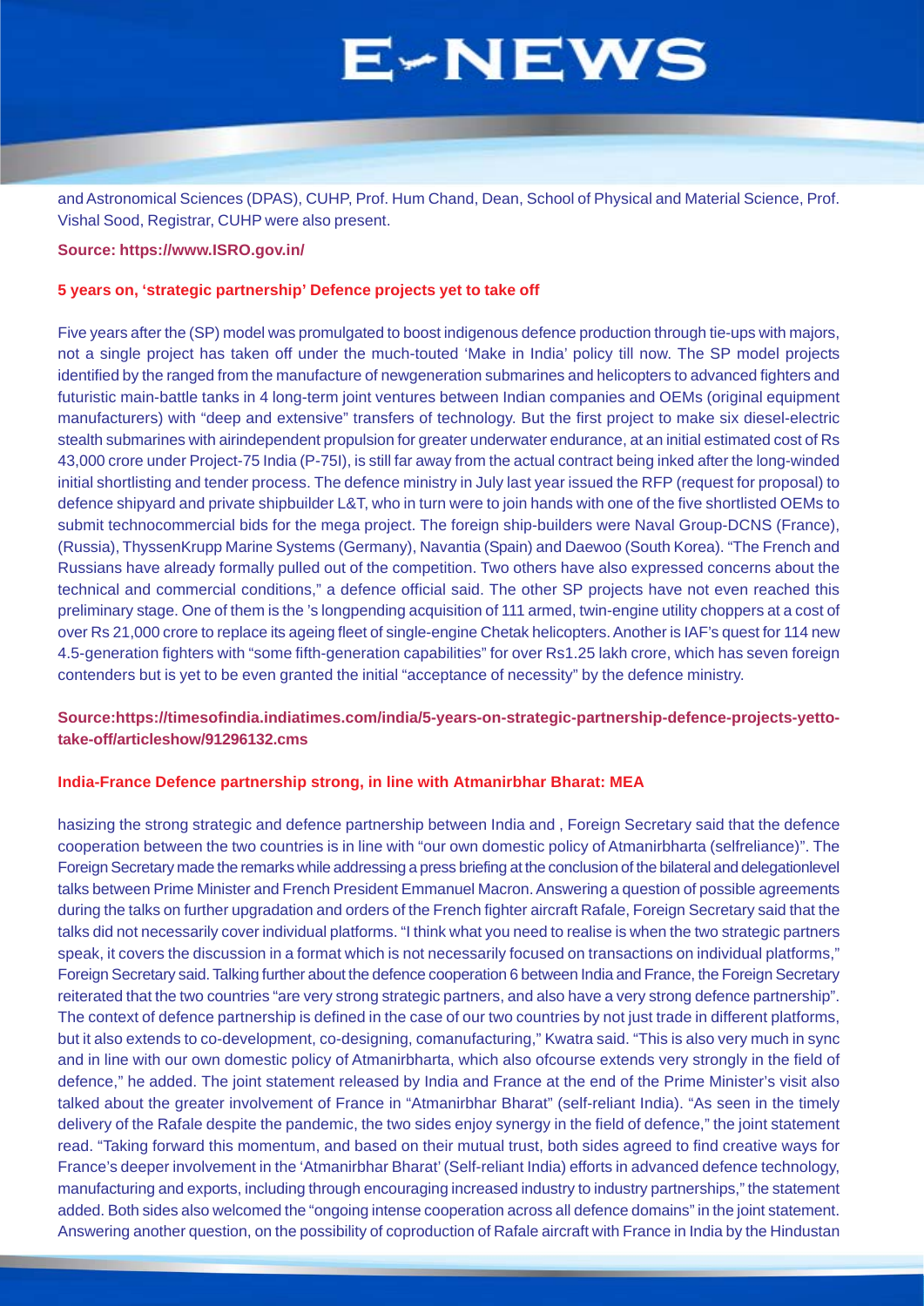and Astronomical Sciences (DPAS), CUHP, Prof. Hum Chand, Dean, School of Physical and Material Science, Prof. Vishal Sood, Registrar, CUHP were also present.

**Source: https://www.ISRO.gov.in/**

### 5 years on, 'strategic partnership' Defence projects yet to take off

Five years after the (SP) model was promulgated to boost indigenous defence production through tie-ups with majors, not a single project has taken off under the much-touted 'Make in India' policy till now. The SP model projects identified by the ranged from the manufacture of newgeneration submarines and helicopters to advanced fighters and futuristic main-battle tanks in 4 long-term joint ventures between Indian companies and OEMs (original equipment manufacturers) with "deep and extensive" transfers of technology. But the first project to make six diesel-electric stealth submarines with airindependent propulsion for greater underwater endurance, at an initial estimated cost of Rs 43,000 crore under Project-75 India (P-75I), is still far away from the actual contract being inked after the long-winded initial shortlisting and tender process. The defence ministry in July last year issued the RFP (request for proposal) to defence shipyard and private shipbuilder L&T, who in turn were to join hands with one of the five shortlisted OEMs to submit technocommercial bids for the mega project. The foreign ship-builders were Naval Group-DCNS (France), (Russia), ThyssenKrupp Marine Systems (Germany), Navantia (Spain) and Daewoo (South Korea). "The French and Russians have already formally pulled out of the competition. Two others have also expressed concerns about the technical and commercial conditions," a defence official said. The other SP projects have not even reached this preliminary stage. One of them is the 's longpending acquisition of 111 armed, twin-engine utility choppers at a cost of over Rs 21,000 crore to replace its ageing fleet of single-engine Chetak helicopters. Another is IAF's quest for 114 new 4.5-generation fighters with "some fifth-generation capabilities" for over Rs1.25 lakh crore, which has seven foreign contenders but is yet to be even granted the initial "acceptance of necessity" by the defence ministry.

**Source:https://timesofindia.indiatimes.com/india/5-years-on-strategic-partnership-defence-projects-yetto-take-off/articleshow/91296132.cms**

### India-France Defence partnership strong, in line with Atmanirbhar Bharat: MEA

hasizing the strong strategic and defence partnership between India and , Foreign Secretary said that the defence cooperation between the two countries is in line with "our own domestic policy of Atmanirbharta (selfreliance)". The Foreign Secretary made the remarks while addressing a press briefing at the conclusion of the bilateral and delegationlevel talks between Prime Minister and French President Emmanuel Macron. Answering a question of possible agreements during the talks on further upgradation and orders of the French fighter aircraft Rafale, Foreign Secretary said that the talks did not necessarily cover individual platforms. "I think what you need to realise is when the two strategic partners speak, it covers the discussion in a format which is not necessarily focused on transactions on individual platforms," Foreign Secretary said. Talking further about the defence cooperation 6 between India and France, the Foreign Secretary reiterated that the two countries "are very strong strategic partners, and also have a very strong defence partnership". The context of defence partnership is defined in the case of our two countries by not just trade in different platforms, but it also extends to co-development, co-designing, comanufacturing," Kwatra said. "This is also very much in sync and in line with our own domestic policy of Atmanirbharta, which also ofcourse extends very strongly in the field of defence," he added. The joint statement released by India and France at the end of the Prime Minister's visit also talked about the greater involvement of France in "Atmanirbhar Bharat" (self-reliant India). "As seen in the timely delivery of the Rafale despite the pandemic, the two sides enjoy synergy in the field of defence," the joint statement read. "Taking forward this momentum, and based on their mutual trust, both sides agreed to find creative ways for France's deeper involvement in the 'Atmanirbhar Bharat' (Self-reliant India) efforts in advanced defence technology, manufacturing and exports, including through encouraging increased industry to industry partnerships," the statement added. Both sides also welcomed the "ongoing intense cooperation across all defence domains" in the joint statement. Answering another question, on the possibility of coproduction of Rafale aircraft with France in India by the Hindustan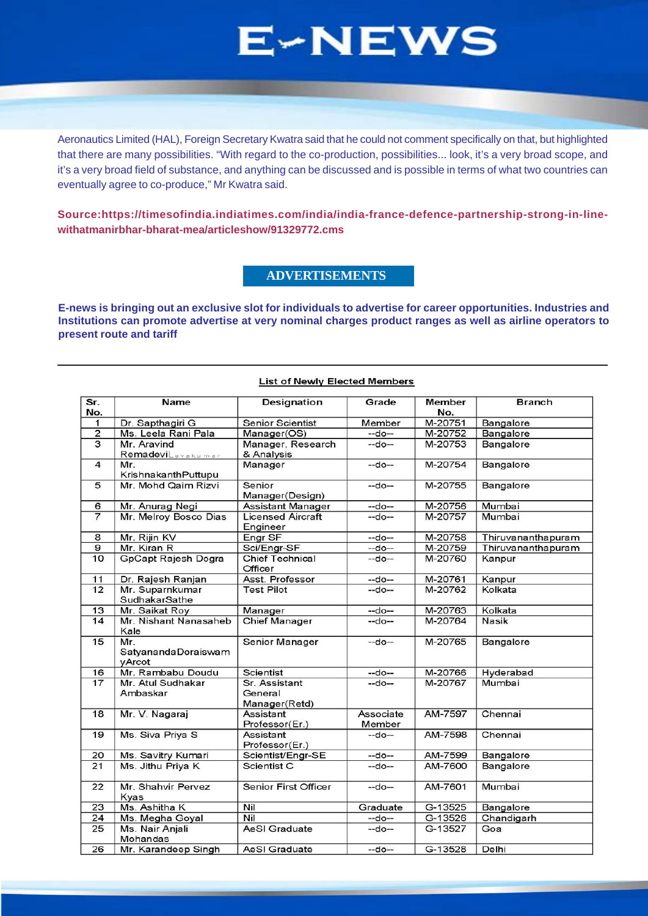Aeronautics Limited (HAL), Foreign Secretary Kwatra said that he could not comment specifically on that, but highlighted that there are many possibilities. "With regard to the co-production, possibilities... look, it's a very broad scope, and it's a very broad field of substance, and anything can be discussed and is possible in terms of what two countries can eventually agree to co-produce," Mr Kwatra said.

**Source:https://timesofindia.indiatimes.com/india/india-france-defence-partnership-strong-in-line-withatmanirbhar-bharat-mea/articleshow/91329772.cms**

## ADVERTISEMENTS

**E-news is bringing out an exclusive slot for individuals to advertise for career opportunities. Industries and Institutions can promote advertise at very nominal charges product ranges as well as airline operators to present route and tariff**

---

**List of Newly Elected Members**

| Sr. No. | Name | Designation | Grade | Member No. | Branch |
|---|---|---|---|---|---|
| 1 | Dr. Sapthagiri G | Senior Scientist | Member | M-20751 | Bangalore |
| 2 | Ms. Leela Rani Pala | Manager(OS) | --do-- | M-20752 | Bangalore |
| 3 | Mr. Aravind RemadeviLeyakumar | Manager, Research & Analysis | --do-- | M-20753 | Bangalore |
| 4 | Mr. KrishnakanthPuttupu | Manager | --do-- | M-20754 | Bangalore |
| 5 | Mr. Mohd Qaim Rizvi | Senior Manager(Design) | --do-- | M-20755 | Bangalore |
| 6 | Mr. Anurag Negi | Assistant Manager | --do-- | M-20756 | Mumbai |
| 7 | Mr. Melroy Bosco Dias | Licensed Aircraft Engineer | --do-- | M-20757 | Mumbai |
| 8 | Mr. Rijin KV | Engr SF | --do-- | M-20758 | Thiruvananthapuram |
| 9 | Mr. Kiran R | Sci/Engr-SF | --do-- | M-20759 | Thiruvananthapuram |
| 10 | GpCapt Rajesh Dogra | Chief Technical Officer | --do-- | M-20760 | Kanpur |
| 11 | Dr. Rajesh Ranjan | Asst. Professor | --do-- | M-20761 | Kanpur |
| 12 | Mr. Suparnkumar SudhakarSathe | Test Pilot | --do-- | M-20762 | Kolkata |
| 13 | Mr. Saikat Roy | Manager | --do-- | M-20763 | Kolkata |
| 14 | Mr. Nishant Nanasaheb Kale | Chief Manager | --do-- | M-20764 | Nasik |
| 15 | Mr. SatyanandaDoraiswamyArcot | Senior Manager | --do-- | M-20765 | Bangalore |
| 16 | Mr. Rambabu Doudu | Scientist | --do-- | M-20766 | Hyderabad |
| 17 | Mr. Atul Sudhakar Ambaskar | Sr. Assistant General Manager(Retd) | --do-- | M-20767 | Mumbai |
| 18 | Mr. V. Nagaraj | Assistant Professor(Er.) | Associate Member | AM-7597 | Chennai |
| 19 | Ms. Siva Priya S | Assistant Professor(Er.) | --do-- | AM-7598 | Chennai |
| 20 | Ms. Savitry Kumari | Scientist/Engr-SE | --do-- | AM-7599 | Bangalore |
| 21 | Ms. Jithu Priya K | Scientist C | --do-- | AM-7600 | Bangalore |
| 22 | Mr. Shahvir Pervez Kyas | Senior First Officer | --do-- | AM-7601 | Mumbai |
| 23 | Ms. Ashitha K | Nil | Graduate | G-13525 | Bangalore |
| 24 | Ms. Megha Goyal | Nil | --do-- | G-13526 | Chandigarh |
| 25 | Ms. Nair Anjali Mohandas | AeSI Graduate | --do-- | G-13527 | Goa |
| 26 | Mr. Karandeep Singh | AeSI Graduate | --do-- | G-13528 | Delhi |